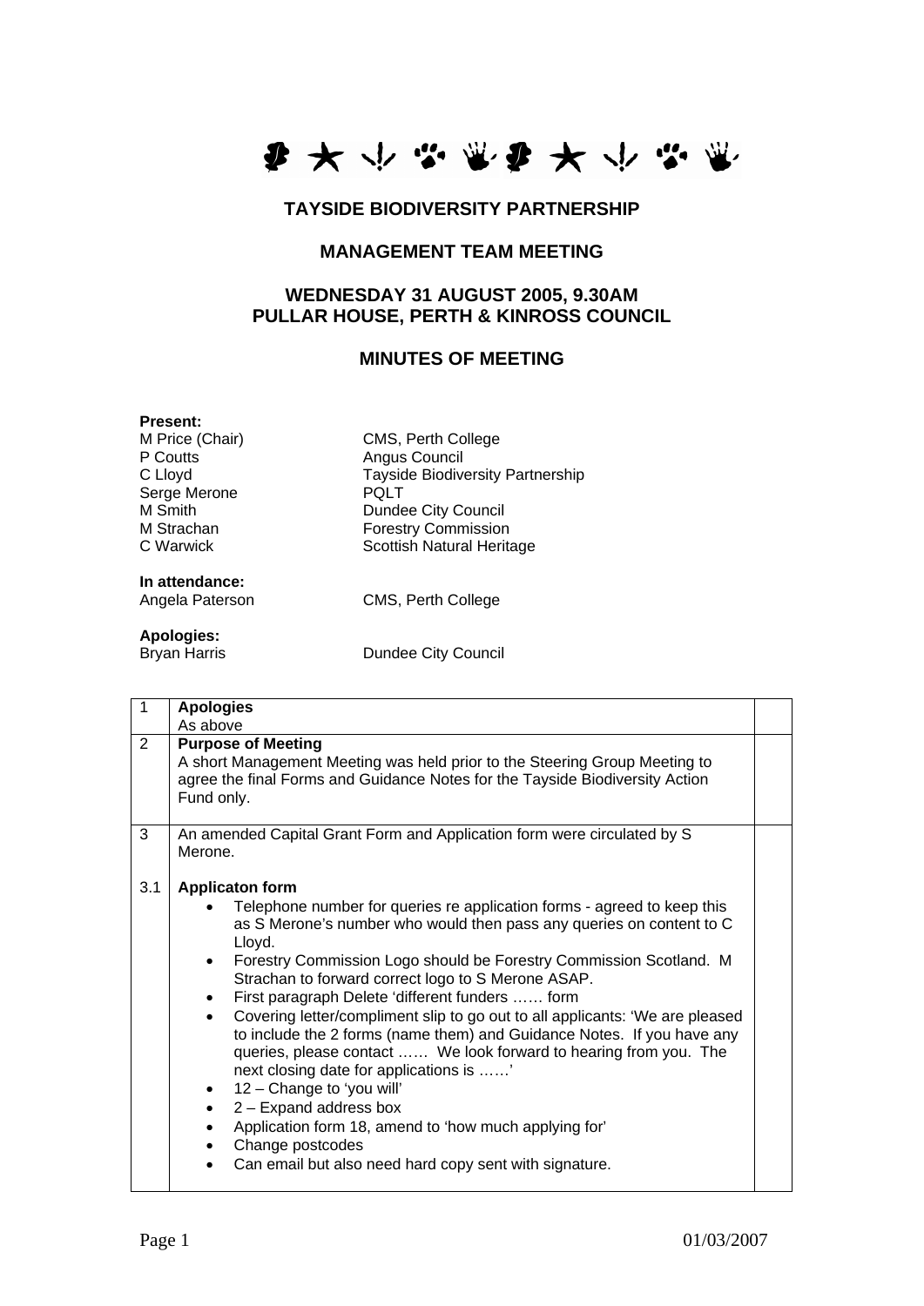# TAYSIDE BIODIVERSITY PARTNERSHIP

## MANAGEMENT TEAM MEETING

## WEDNESDAY 31 AUGUST 2005, 9.30AM
## PULLAR HOUSE, PERTH & KINROSS COUNCIL

## MINUTES OF MEETING

**Present:**

| | |
|---|---|
| M Price (Chair) | CMS, Perth College |
| P Coutts | Angus Council |
| C Lloyd | Tayside Biodiversity Partnership |
| Serge Merone | PQLT |
| M Smith | Dundee City Council |
| M Strachan | Forestry Commission |
| C Warwick | Scottish Natural Heritage |

**In attendance:**

| | |
|---|---|
| Angela Paterson | CMS, Perth College |

**Apologies:**

| | |
|---|---|
| Bryan Harris | Dundee City Council |

| | | |
|---|---|---|
| 1 | **Apologies**<br>As above | |
| 2 | **Purpose of Meeting**<br>A short Management Meeting was held prior to the Steering Group Meeting to agree the final Forms and Guidance Notes for the Tayside Biodiversity Action Fund only. | |
| 3<br><br>3.1 | An amended Capital Grant Form and Application form were circulated by S Merone.<br><br>**Applicaton form**<br>• Telephone number for queries re application forms - agreed to keep this as S Merone's number who would then pass any queries on content to C Lloyd.<br>• Forestry Commission Logo should be Forestry Commission Scotland. M Strachan to forward correct logo to S Merone ASAP.<br>• First paragraph Delete 'different funders …… form<br>• Covering letter/compliment slip to go out to all applicants: 'We are pleased to include the 2 forms (name them) and Guidance Notes. If you have any queries, please contact …… We look forward to hearing from you. The next closing date for applications is ……'<br>• 12 – Change to 'you will'<br>• 2 – Expand address box<br>• Application form 18, amend to 'how much applying for'<br>• Change postcodes<br>• Can email but also need hard copy sent with signature. | |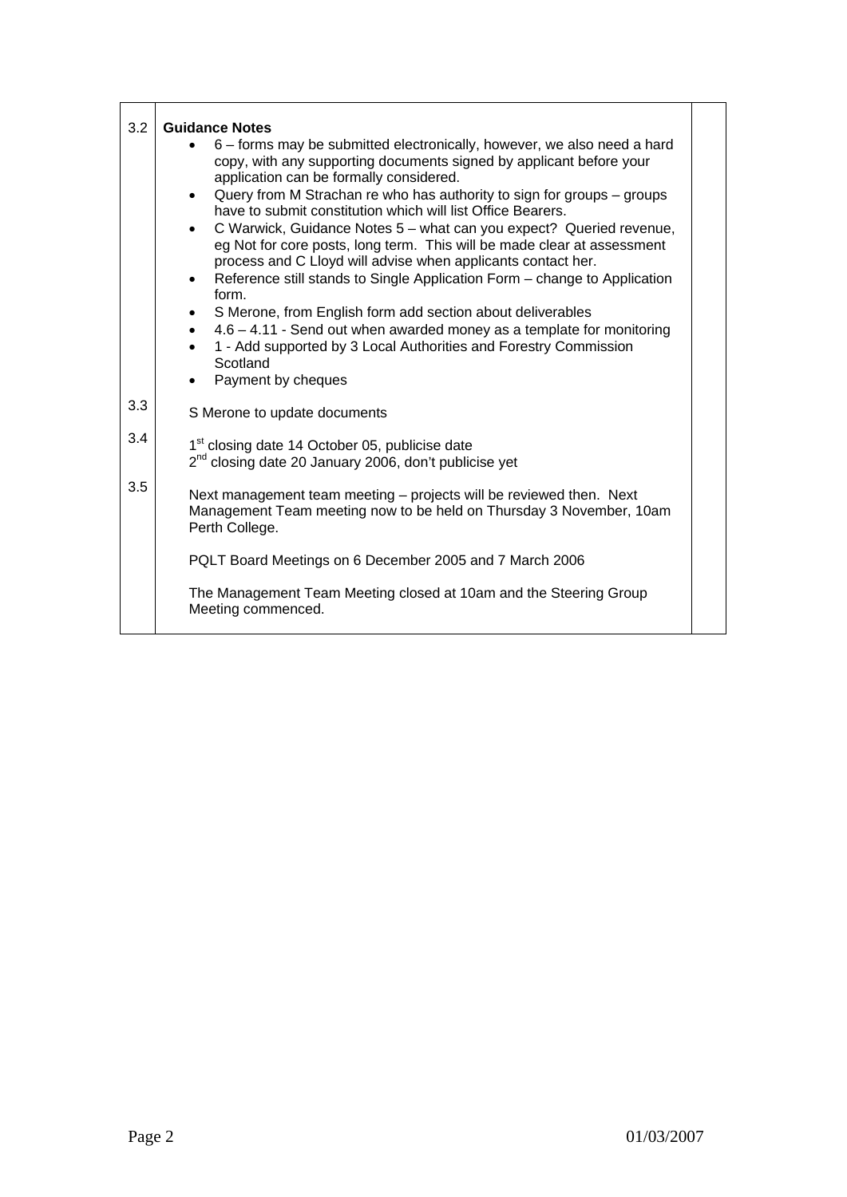| | | |
|---|---|---|
| 3.2 | **Guidance Notes**<br>• 6 – forms may be submitted electronically, however, we also need a hard copy, with any supporting documents signed by applicant before your application can be formally considered.<br>• Query from M Strachan re who has authority to sign for groups – groups have to submit constitution which will list Office Bearers.<br>• C Warwick, Guidance Notes 5 – what can you expect? Queried revenue, eg Not for core posts, long term. This will be made clear at assessment process and C Lloyd will advise when applicants contact her.<br>• Reference still stands to Single Application Form – change to Application form.<br>• S Merone, from English form add section about deliverables<br>• 4.6 – 4.11 - Send out when awarded money as a template for monitoring<br>• 1 - Add supported by 3 Local Authorities and Forestry Commission Scotland<br>• Payment by cheques | |
| 3.3 | S Merone to update documents | |
| 3.4 | 1st closing date 14 October 05, publicise date<br>2nd closing date 20 January 2006, don't publicise yet | |
| 3.5 | Next management team meeting – projects will be reviewed then. Next Management Team meeting now to be held on Thursday 3 November, 10am Perth College.<br><br>PQLT Board Meetings on 6 December 2005 and 7 March 2006<br><br>The Management Team Meeting closed at 10am and the Steering Group Meeting commenced. | |